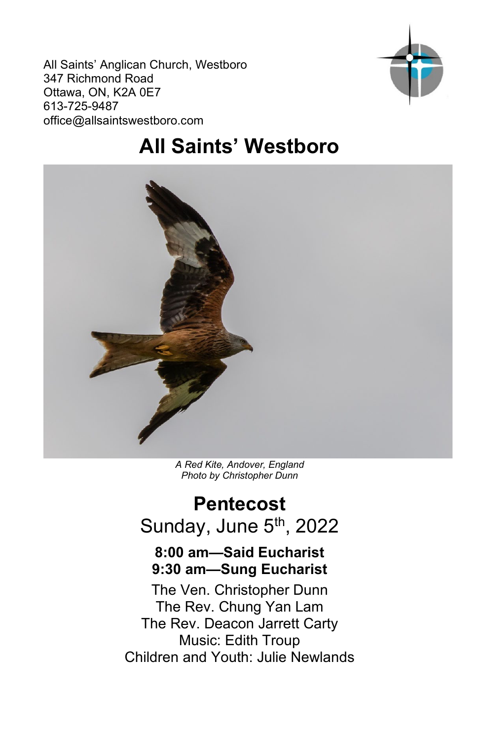All Saints' Anglican Church, Westboro
347 Richmond Road
Ottawa, ON, K2A 0E7
613-725-9487
office@allsaintswestboro.com

# All Saints' Westboro

*A Red Kite, Andover, England*
*Photo by Christopher Dunn*

## Pentecost

Sunday, June 5th, 2022

**8:00 am—Said Eucharist**
**9:30 am—Sung Eucharist**

The Ven. Christopher Dunn
The Rev. Chung Yan Lam
The Rev. Deacon Jarrett Carty
Music: Edith Troup
Children and Youth: Julie Newlands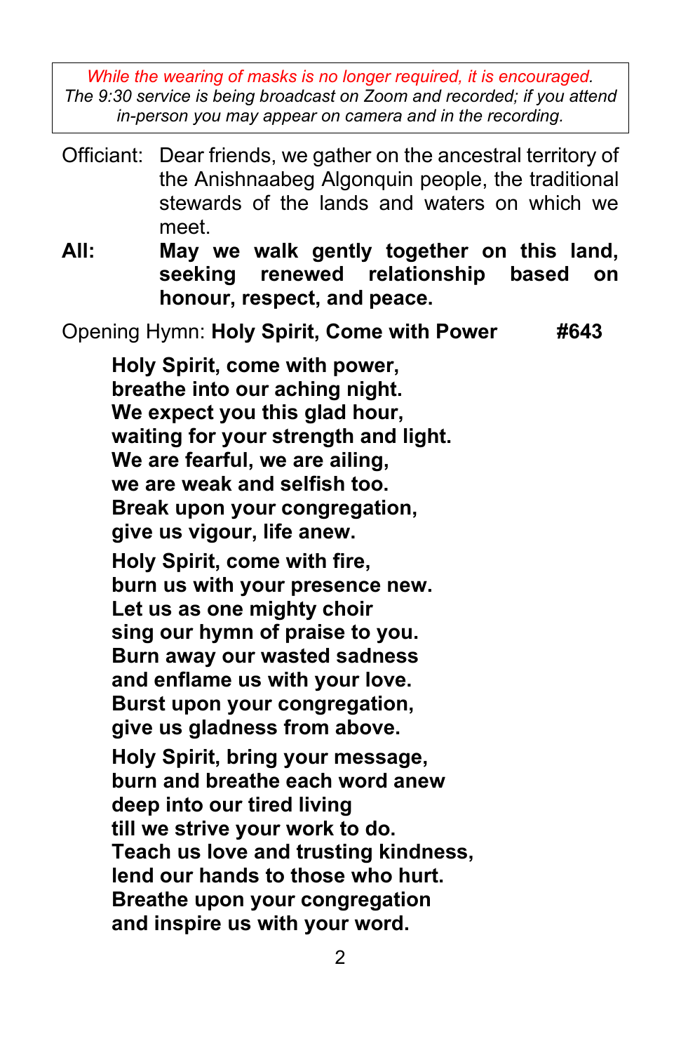*While the wearing of masks is no longer required, it is encouraged.*
*The 9:30 service is being broadcast on Zoom and recorded; if you attend in-person you may appear on camera and in the recording.*

Officiant: Dear friends, we gather on the ancestral territory of the Anishnaabeg Algonquin people, the traditional stewards of the lands and waters on which we meet.

**All: May we walk gently together on this land, seeking renewed relationship based on honour, respect, and peace.**

Opening Hymn: **Holy Spirit, Come with Power** **#643**

**Holy Spirit, come with power,**
**breathe into our aching night.**
**We expect you this glad hour,**
**waiting for your strength and light.**
**We are fearful, we are ailing,**
**we are weak and selfish too.**
**Break upon your congregation,**
**give us vigour, life anew.**

**Holy Spirit, come with fire,**
**burn us with your presence new.**
**Let us as one mighty choir**
**sing our hymn of praise to you.**
**Burn away our wasted sadness**
**and enflame us with your love.**
**Burst upon your congregation,**
**give us gladness from above.**

**Holy Spirit, bring your message,**
**burn and breathe each word anew**
**deep into our tired living**
**till we strive your work to do.**
**Teach us love and trusting kindness,**
**lend our hands to those who hurt.**
**Breathe upon your congregation**
**and inspire us with your word.**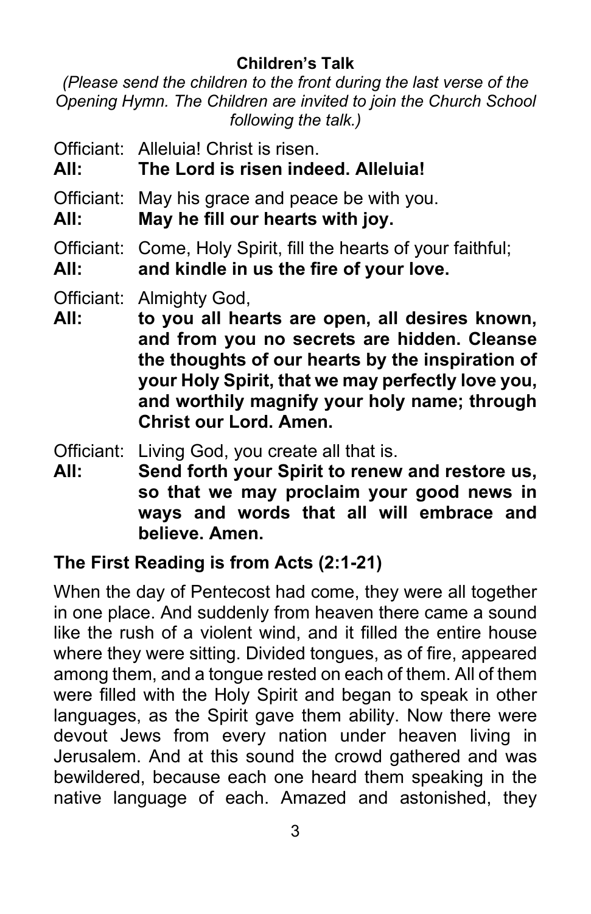**Children's Talk**

*(Please send the children to the front during the last verse of the Opening Hymn. The Children are invited to join the Church School following the talk.)*

Officiant: Alleluia! Christ is risen.
**All: The Lord is risen indeed. Alleluia!**

Officiant: May his grace and peace be with you.
**All: May he fill our hearts with joy.**

Officiant: Come, Holy Spirit, fill the hearts of your faithful;
**All: and kindle in us the fire of your love.**

Officiant: Almighty God,
**All: to you all hearts are open, all desires known, and from you no secrets are hidden. Cleanse the thoughts of our hearts by the inspiration of your Holy Spirit, that we may perfectly love you, and worthily magnify your holy name; through Christ our Lord. Amen.**

Officiant: Living God, you create all that is.
**All: Send forth your Spirit to renew and restore us, so that we may proclaim your good news in ways and words that all will embrace and believe. Amen.**

**The First Reading is from Acts (2:1-21)**

When the day of Pentecost had come, they were all together in one place. And suddenly from heaven there came a sound like the rush of a violent wind, and it filled the entire house where they were sitting. Divided tongues, as of fire, appeared among them, and a tongue rested on each of them. All of them were filled with the Holy Spirit and began to speak in other languages, as the Spirit gave them ability. Now there were devout Jews from every nation under heaven living in Jerusalem. And at this sound the crowd gathered and was bewildered, because each one heard them speaking in the native language of each. Amazed and astonished, they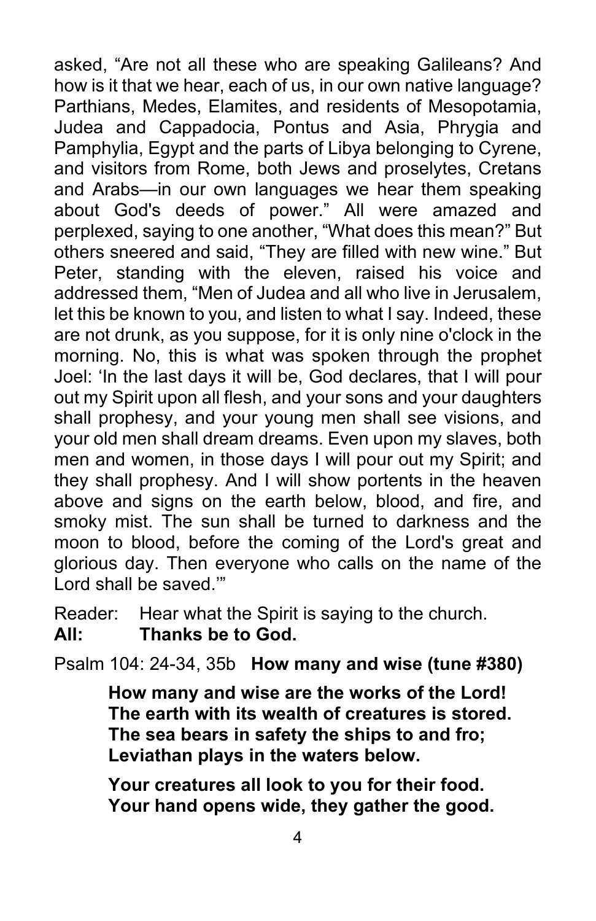asked, "Are not all these who are speaking Galileans? And how is it that we hear, each of us, in our own native language? Parthians, Medes, Elamites, and residents of Mesopotamia, Judea and Cappadocia, Pontus and Asia, Phrygia and Pamphylia, Egypt and the parts of Libya belonging to Cyrene, and visitors from Rome, both Jews and proselytes, Cretans and Arabs—in our own languages we hear them speaking about God's deeds of power." All were amazed and perplexed, saying to one another, "What does this mean?" But others sneered and said, "They are filled with new wine." But Peter, standing with the eleven, raised his voice and addressed them, "Men of Judea and all who live in Jerusalem, let this be known to you, and listen to what I say. Indeed, these are not drunk, as you suppose, for it is only nine o'clock in the morning. No, this is what was spoken through the prophet Joel: 'In the last days it will be, God declares, that I will pour out my Spirit upon all flesh, and your sons and your daughters shall prophesy, and your young men shall see visions, and your old men shall dream dreams. Even upon my slaves, both men and women, in those days I will pour out my Spirit; and they shall prophesy. And I will show portents in the heaven above and signs on the earth below, blood, and fire, and smoky mist. The sun shall be turned to darkness and the moon to blood, before the coming of the Lord's great and glorious day. Then everyone who calls on the name of the Lord shall be saved.'"

Reader: Hear what the Spirit is saying to the church.
**All: Thanks be to God.**

Psalm 104: 24-34, 35b **How many and wise (tune #380)**

**How many and wise are the works of the Lord!**
**The earth with its wealth of creatures is stored.**
**The sea bears in safety the ships to and fro;**
**Leviathan plays in the waters below.**

**Your creatures all look to you for their food.**
**Your hand opens wide, they gather the good.**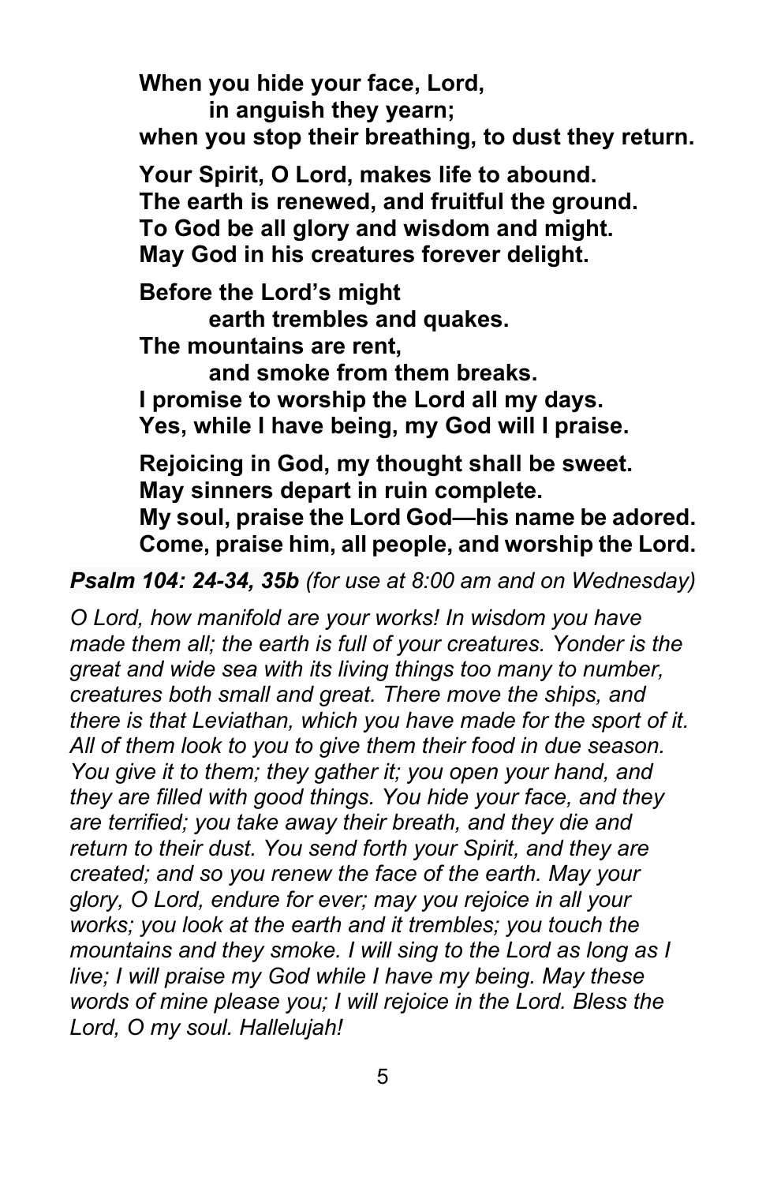**When you hide your face, Lord,**
**in anguish they yearn;**
**when you stop their breathing, to dust they return.**

**Your Spirit, O Lord, makes life to abound.**
**The earth is renewed, and fruitful the ground.**
**To God be all glory and wisdom and might.**
**May God in his creatures forever delight.**

**Before the Lord's might**
**earth trembles and quakes.**
**The mountains are rent,**
**and smoke from them breaks.**
**I promise to worship the Lord all my days.**
**Yes, while I have being, my God will I praise.**

**Rejoicing in God, my thought shall be sweet.**
**May sinners depart in ruin complete.**
**My soul, praise the Lord God—his name be adored.**
**Come, praise him, all people, and worship the Lord.**

***Psalm 104: 24-34, 35b*** *(for use at 8:00 am and on Wednesday)*

*O Lord, how manifold are your works! In wisdom you have made them all; the earth is full of your creatures. Yonder is the great and wide sea with its living things too many to number, creatures both small and great. There move the ships, and there is that Leviathan, which you have made for the sport of it. All of them look to you to give them their food in due season. You give it to them; they gather it; you open your hand, and they are filled with good things. You hide your face, and they are terrified; you take away their breath, and they die and return to their dust. You send forth your Spirit, and they are created; and so you renew the face of the earth. May your glory, O Lord, endure for ever; may you rejoice in all your works; you look at the earth and it trembles; you touch the mountains and they smoke. I will sing to the Lord as long as I live; I will praise my God while I have my being. May these words of mine please you; I will rejoice in the Lord. Bless the Lord, O my soul. Hallelujah!*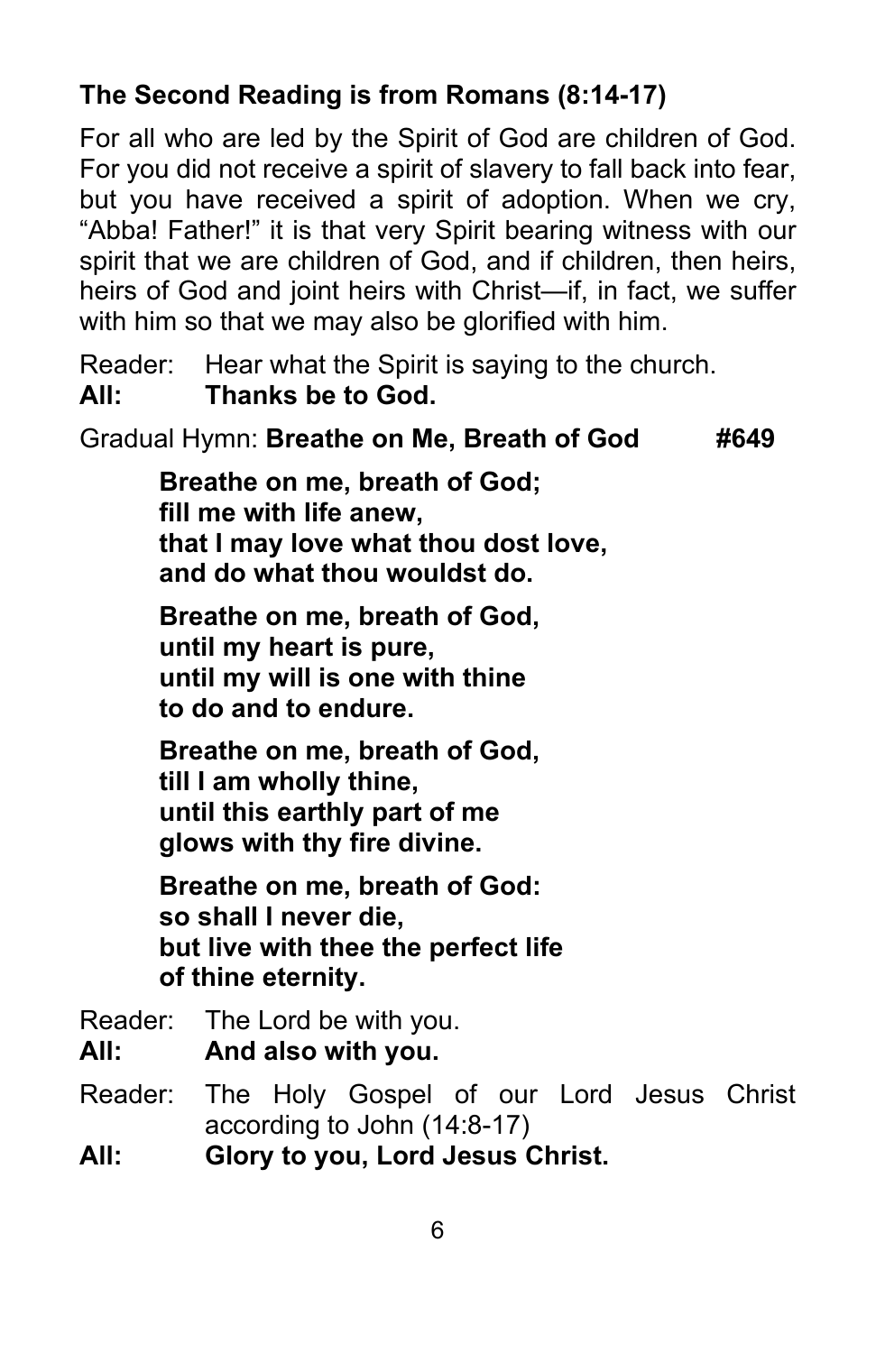**The Second Reading is from Romans (8:14-17)**

For all who are led by the Spirit of God are children of God. For you did not receive a spirit of slavery to fall back into fear, but you have received a spirit of adoption. When we cry, "Abba! Father!" it is that very Spirit bearing witness with our spirit that we are children of God, and if children, then heirs, heirs of God and joint heirs with Christ—if, in fact, we suffer with him so that we may also be glorified with him.

Reader: Hear what the Spirit is saying to the church.
**All: Thanks be to God.**

Gradual Hymn: **Breathe on Me, Breath of God #649**

**Breathe on me, breath of God;
fill me with life anew,
that I may love what thou dost love,
and do what thou wouldst do.**

**Breathe on me, breath of God,
until my heart is pure,
until my will is one with thine
to do and to endure.**

**Breathe on me, breath of God,
till I am wholly thine,
until this earthly part of me
glows with thy fire divine.**

**Breathe on me, breath of God:
so shall I never die,
but live with thee the perfect life
of thine eternity.**

Reader: The Lord be with you.
**All: And also with you.**

Reader: The Holy Gospel of our Lord Jesus Christ according to John (14:8-17)
**All: Glory to you, Lord Jesus Christ.**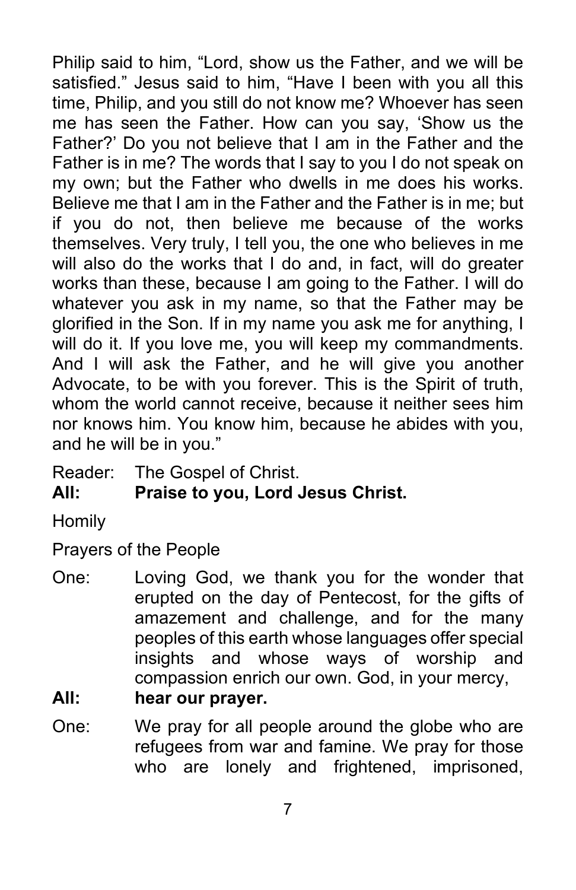Philip said to him, "Lord, show us the Father, and we will be satisfied." Jesus said to him, "Have I been with you all this time, Philip, and you still do not know me? Whoever has seen me has seen the Father. How can you say, 'Show us the Father?' Do you not believe that I am in the Father and the Father is in me? The words that I say to you I do not speak on my own; but the Father who dwells in me does his works. Believe me that I am in the Father and the Father is in me; but if you do not, then believe me because of the works themselves. Very truly, I tell you, the one who believes in me will also do the works that I do and, in fact, will do greater works than these, because I am going to the Father. I will do whatever you ask in my name, so that the Father may be glorified in the Son. If in my name you ask me for anything, I will do it. If you love me, you will keep my commandments. And I will ask the Father, and he will give you another Advocate, to be with you forever. This is the Spirit of truth, whom the world cannot receive, because it neither sees him nor knows him. You know him, because he abides with you, and he will be in you."

Reader: The Gospel of Christ.
**All: Praise to you, Lord Jesus Christ.**

Homily

Prayers of the People

One: Loving God, we thank you for the wonder that erupted on the day of Pentecost, for the gifts of amazement and challenge, and for the many peoples of this earth whose languages offer special insights and whose ways of worship and compassion enrich our own. God, in your mercy,
**All: hear our prayer.**

One: We pray for all people around the globe who are refugees from war and famine. We pray for those who are lonely and frightened, imprisoned,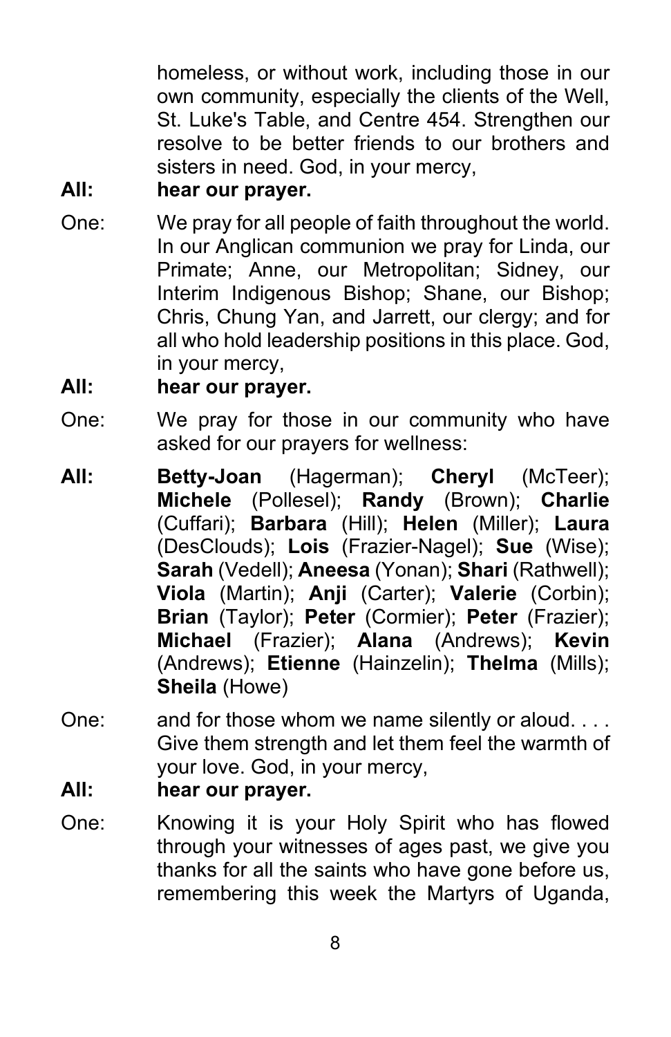homeless, or without work, including those in our own community, especially the clients of the Well, St. Luke's Table, and Centre 454. Strengthen our resolve to be better friends to our brothers and sisters in need. God, in your mercy,

**All: hear our prayer.**

One: We pray for all people of faith throughout the world. In our Anglican communion we pray for Linda, our Primate; Anne, our Metropolitan; Sidney, our Interim Indigenous Bishop; Shane, our Bishop; Chris, Chung Yan, and Jarrett, our clergy; and for all who hold leadership positions in this place. God, in your mercy,

**All: hear our prayer.**

One: We pray for those in our community who have asked for our prayers for wellness:

**All: Betty-Joan** (Hagerman); **Cheryl** (McTeer); **Michele** (Pollesel); **Randy** (Brown); **Charlie** (Cuffari); **Barbara** (Hill); **Helen** (Miller); **Laura** (DesClouds); **Lois** (Frazier-Nagel); **Sue** (Wise); **Sarah** (Vedell); **Aneesa** (Yonan); **Shari** (Rathwell); **Viola** (Martin); **Anji** (Carter); **Valerie** (Corbin); **Brian** (Taylor); **Peter** (Cormier); **Peter** (Frazier); **Michael** (Frazier); **Alana** (Andrews); **Kevin** (Andrews); **Etienne** (Hainzelin); **Thelma** (Mills); **Sheila** (Howe)

One: and for those whom we name silently or aloud. . . . Give them strength and let them feel the warmth of your love. God, in your mercy,

**All: hear our prayer.**

One: Knowing it is your Holy Spirit who has flowed through your witnesses of ages past, we give you thanks for all the saints who have gone before us, remembering this week the Martyrs of Uganda,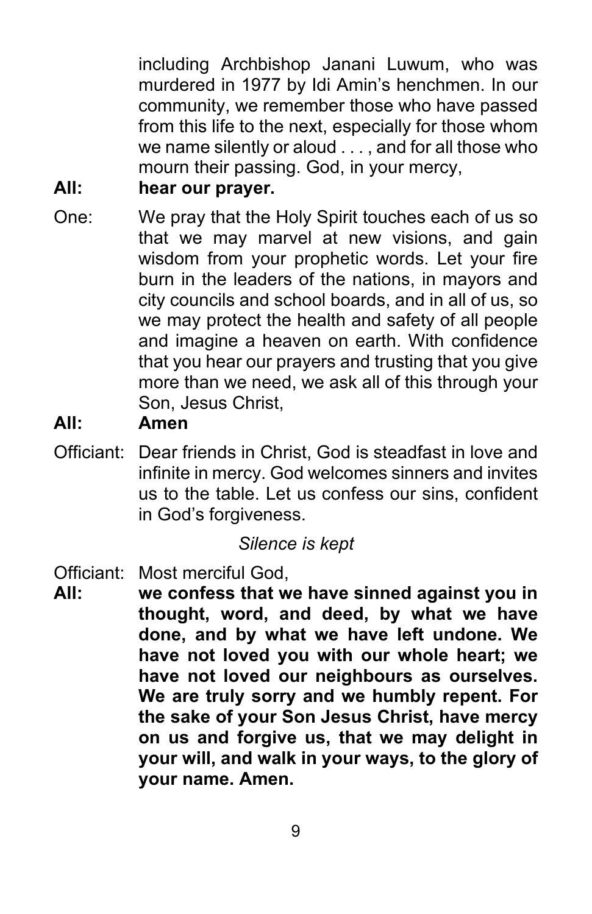including Archbishop Janani Luwum, who was murdered in 1977 by Idi Amin's henchmen. In our community, we remember those who have passed from this life to the next, especially for those whom we name silently or aloud . . . , and for all those who mourn their passing. God, in your mercy,

**All:** **hear our prayer.**

One: We pray that the Holy Spirit touches each of us so that we may marvel at new visions, and gain wisdom from your prophetic words. Let your fire burn in the leaders of the nations, in mayors and city councils and school boards, and in all of us, so we may protect the health and safety of all people and imagine a heaven on earth. With confidence that you hear our prayers and trusting that you give more than we need, we ask all of this through your Son, Jesus Christ,

**All:** **Amen**

Officiant: Dear friends in Christ, God is steadfast in love and infinite in mercy. God welcomes sinners and invites us to the table. Let us confess our sins, confident in God's forgiveness.

*Silence is kept*

Officiant: Most merciful God,

**All:** **we confess that we have sinned against you in thought, word, and deed, by what we have done, and by what we have left undone. We have not loved you with our whole heart; we have not loved our neighbours as ourselves. We are truly sorry and we humbly repent. For the sake of your Son Jesus Christ, have mercy on us and forgive us, that we may delight in your will, and walk in your ways, to the glory of your name. Amen.**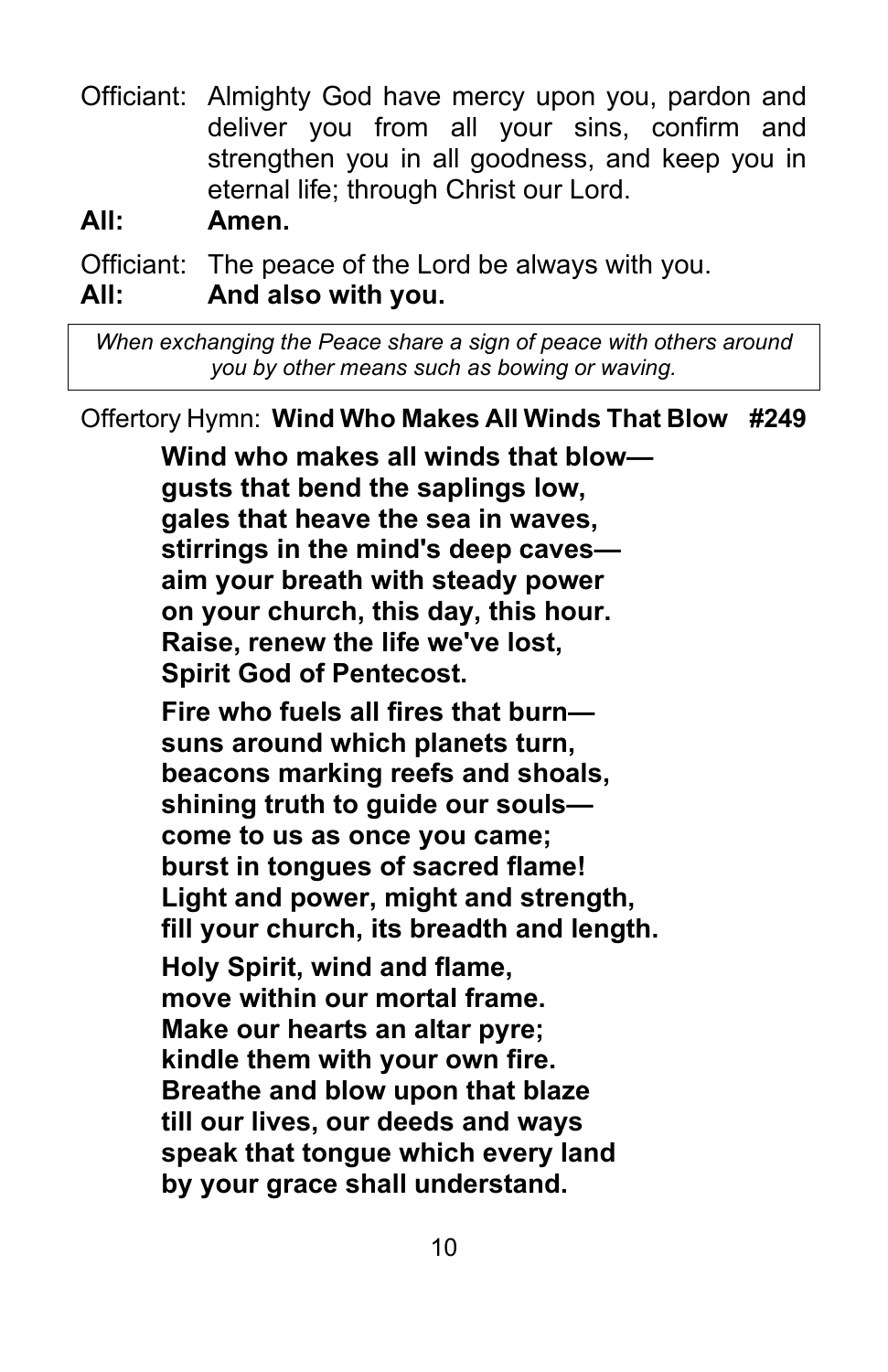Officiant: Almighty God have mercy upon you, pardon and deliver you from all your sins, confirm and strengthen you in all goodness, and keep you in eternal life; through Christ our Lord.

**All: Amen.**

Officiant: The peace of the Lord be always with you.

**All: And also with you.**

*When exchanging the Peace share a sign of peace with others around you by other means such as bowing or waving.*

Offertory Hymn: **Wind Who Makes All Winds That Blow #249**

**Wind who makes all winds that blow—**
**gusts that bend the saplings low,**
**gales that heave the sea in waves,**
**stirrings in the mind's deep caves—**
**aim your breath with steady power**
**on your church, this day, this hour.**
**Raise, renew the life we've lost,**
**Spirit God of Pentecost.**

**Fire who fuels all fires that burn—**
**suns around which planets turn,**
**beacons marking reefs and shoals,**
**shining truth to guide our souls—**
**come to us as once you came;**
**burst in tongues of sacred flame!**
**Light and power, might and strength,**
**fill your church, its breadth and length.**

**Holy Spirit, wind and flame,**
**move within our mortal frame.**
**Make our hearts an altar pyre;**
**kindle them with your own fire.**
**Breathe and blow upon that blaze**
**till our lives, our deeds and ways**
**speak that tongue which every land**
**by your grace shall understand.**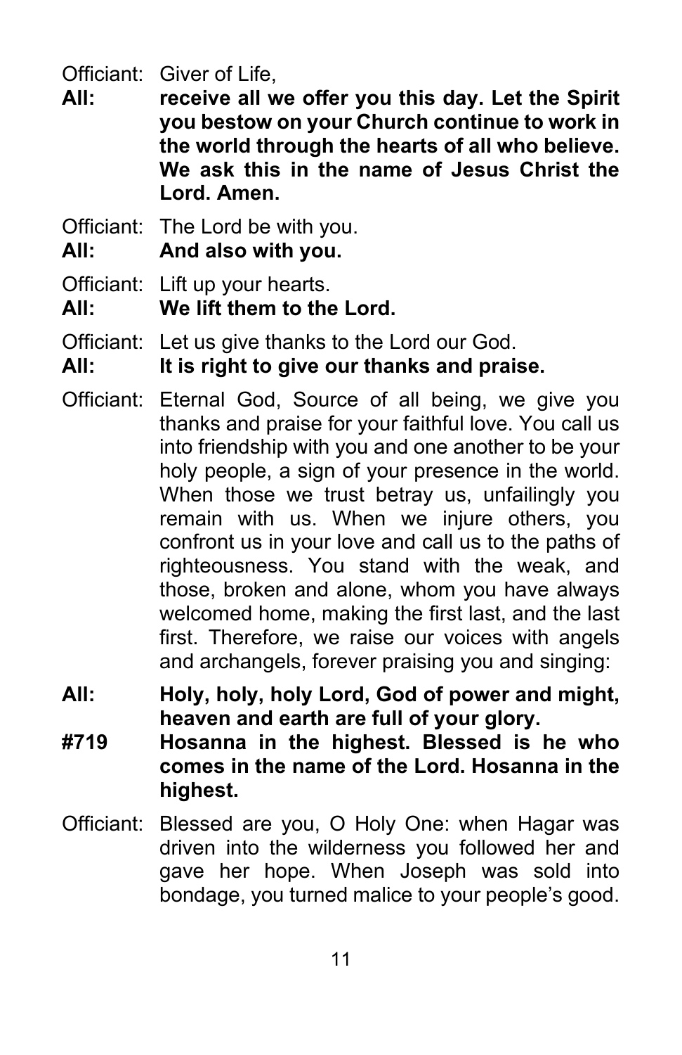Officiant: Giver of Life,

**All: receive all we offer you this day. Let the Spirit you bestow on your Church continue to work in the world through the hearts of all who believe. We ask this in the name of Jesus Christ the Lord. Amen.**

Officiant: The Lord be with you.

**All: And also with you.**

Officiant: Lift up your hearts.

**All: We lift them to the Lord.**

Officiant: Let us give thanks to the Lord our God.

**All: It is right to give our thanks and praise.**

Officiant: Eternal God, Source of all being, we give you thanks and praise for your faithful love. You call us into friendship with you and one another to be your holy people, a sign of your presence in the world. When those we trust betray us, unfailingly you remain with us. When we injure others, you confront us in your love and call us to the paths of righteousness. You stand with the weak, and those, broken and alone, whom you have always welcomed home, making the first last, and the last first. Therefore, we raise our voices with angels and archangels, forever praising you and singing:

**All: Holy, holy, holy Lord, God of power and might, heaven and earth are full of your glory.**

**#719 Hosanna in the highest. Blessed is he who comes in the name of the Lord. Hosanna in the highest.**

Officiant: Blessed are you, O Holy One: when Hagar was driven into the wilderness you followed her and gave her hope. When Joseph was sold into bondage, you turned malice to your people's good.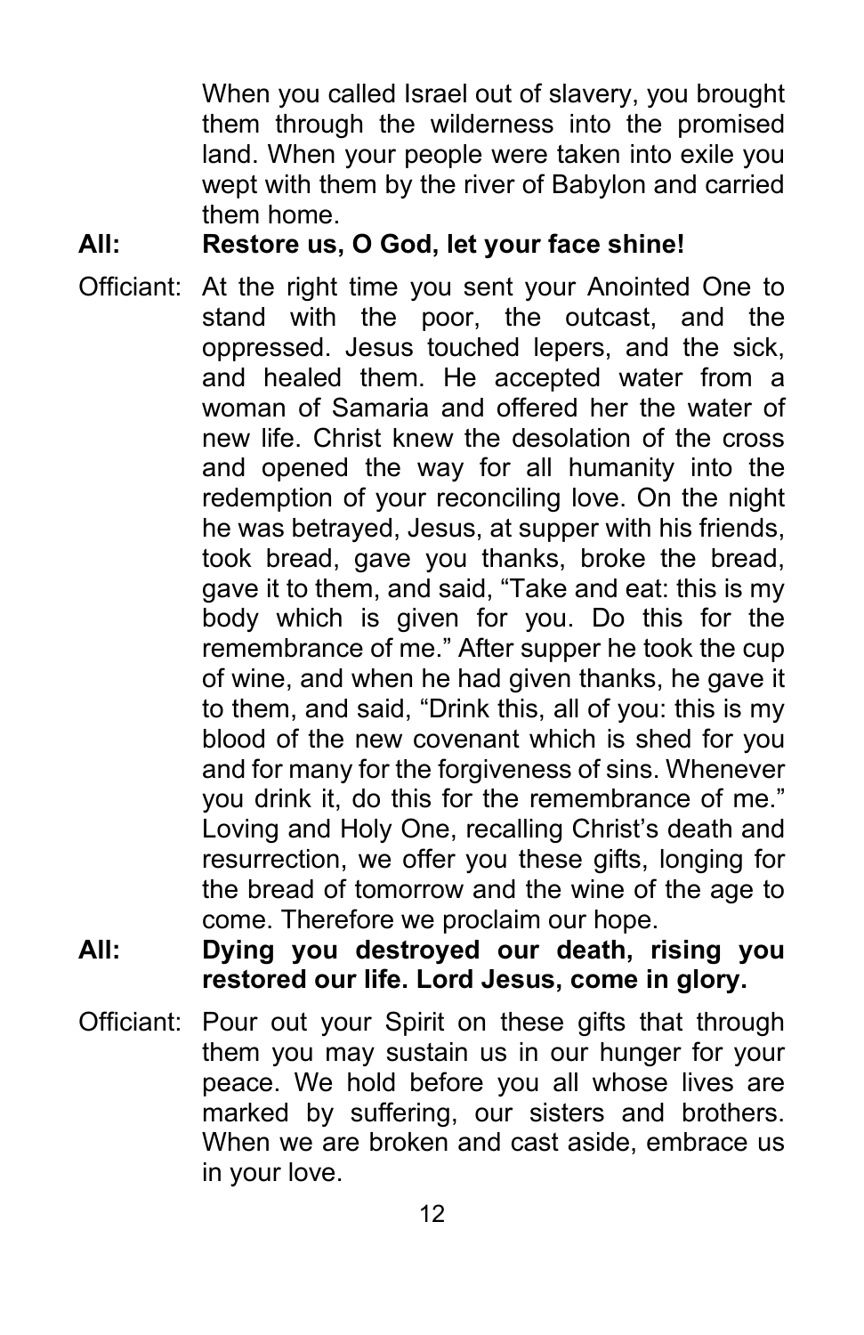When you called Israel out of slavery, you brought them through the wilderness into the promised land. When your people were taken into exile you wept with them by the river of Babylon and carried them home.

**All: Restore us, O God, let your face shine!**

Officiant: At the right time you sent your Anointed One to stand with the poor, the outcast, and the oppressed. Jesus touched lepers, and the sick, and healed them. He accepted water from a woman of Samaria and offered her the water of new life. Christ knew the desolation of the cross and opened the way for all humanity into the redemption of your reconciling love. On the night he was betrayed, Jesus, at supper with his friends, took bread, gave you thanks, broke the bread, gave it to them, and said, "Take and eat: this is my body which is given for you. Do this for the remembrance of me." After supper he took the cup of wine, and when he had given thanks, he gave it to them, and said, "Drink this, all of you: this is my blood of the new covenant which is shed for you and for many for the forgiveness of sins. Whenever you drink it, do this for the remembrance of me." Loving and Holy One, recalling Christ's death and resurrection, we offer you these gifts, longing for the bread of tomorrow and the wine of the age to come. Therefore we proclaim our hope.

**All: Dying you destroyed our death, rising you restored our life. Lord Jesus, come in glory.**

Officiant: Pour out your Spirit on these gifts that through them you may sustain us in our hunger for your peace. We hold before you all whose lives are marked by suffering, our sisters and brothers. When we are broken and cast aside, embrace us in your love.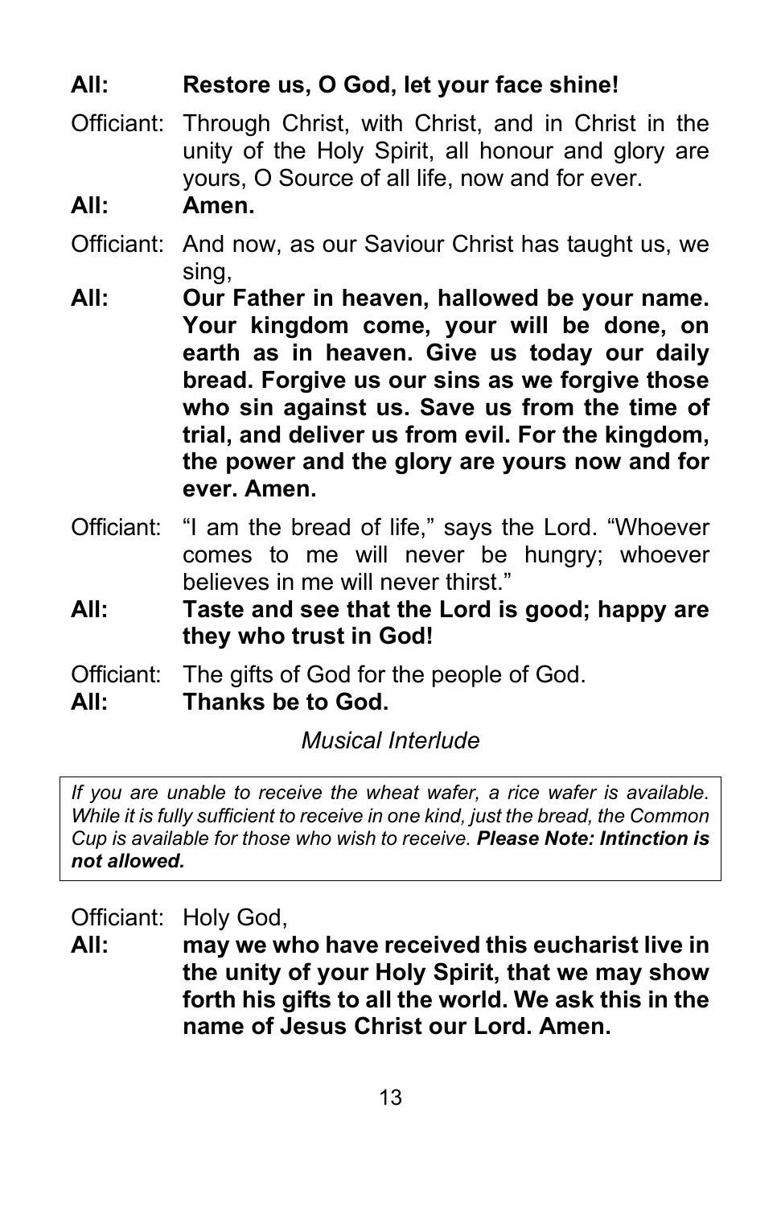**All:** **Restore us, O God, let your face shine!**

Officiant: Through Christ, with Christ, and in Christ in the unity of the Holy Spirit, all honour and glory are yours, O Source of all life, now and for ever.

**All:** **Amen.**

Officiant: And now, as our Saviour Christ has taught us, we sing,

**All:** **Our Father in heaven, hallowed be your name. Your kingdom come, your will be done, on earth as in heaven. Give us today our daily bread. Forgive us our sins as we forgive those who sin against us. Save us from the time of trial, and deliver us from evil. For the kingdom, the power and the glory are yours now and for ever. Amen.**

Officiant: "I am the bread of life," says the Lord. "Whoever comes to me will never be hungry; whoever believes in me will never thirst."

**All:** **Taste and see that the Lord is good; happy are they who trust in God!**

Officiant: The gifts of God for the people of God.

**All:** **Thanks be to God.**

*Musical Interlude*

> *If you are unable to receive the wheat wafer, a rice wafer is available. While it is fully sufficient to receive in one kind, just the bread, the Common Cup is available for those who wish to receive.* ***Please Note: Intinction is not allowed.***

Officiant: Holy God,

**All:** **may we who have received this eucharist live in the unity of your Holy Spirit, that we may show forth his gifts to all the world. We ask this in the name of Jesus Christ our Lord. Amen.**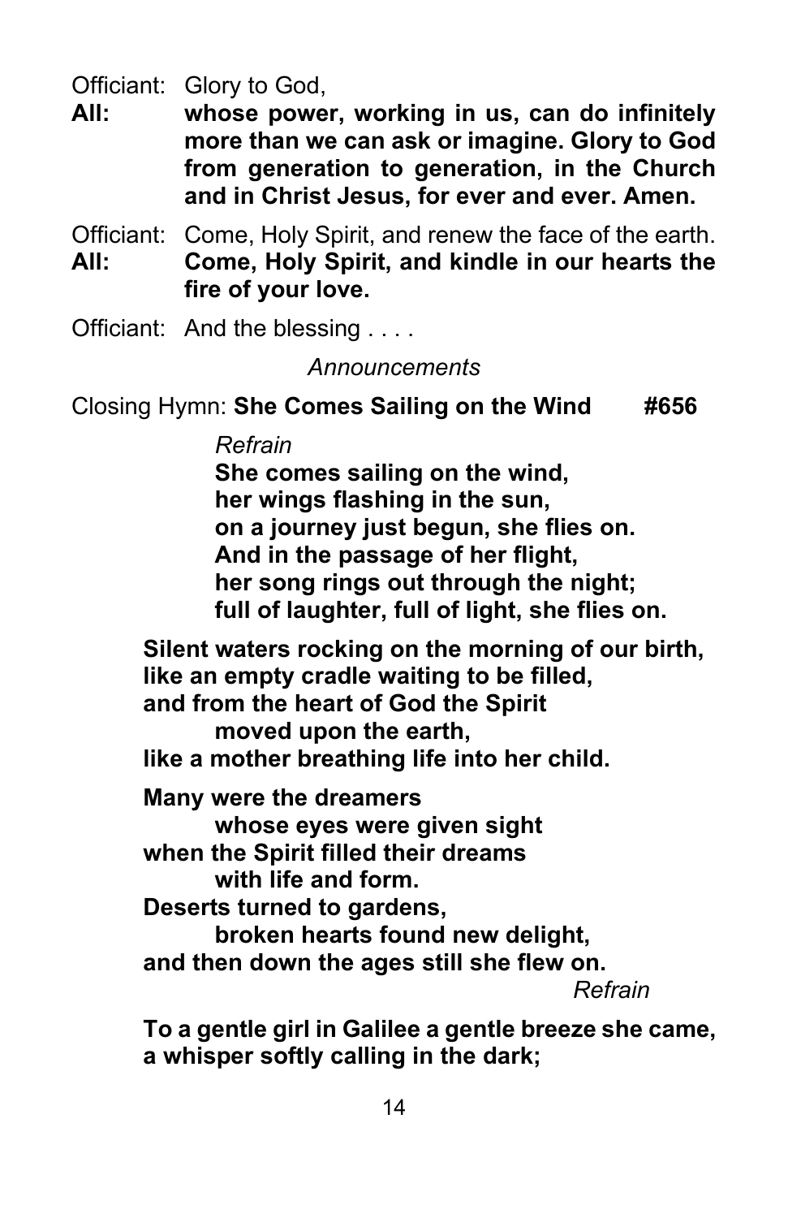Officiant: Glory to God,

**All: whose power, working in us, can do infinitely more than we can ask or imagine. Glory to God from generation to generation, in the Church and in Christ Jesus, for ever and ever. Amen.**

Officiant: Come, Holy Spirit, and renew the face of the earth.

**All: Come, Holy Spirit, and kindle in our hearts the fire of your love.**

Officiant: And the blessing . . . .

*Announcements*

Closing Hymn: **She Comes Sailing on the Wind #656**

*Refrain*

**She comes sailing on the wind,**
**her wings flashing in the sun,**
**on a journey just begun, she flies on.**
**And in the passage of her flight,**
**her song rings out through the night;**
**full of laughter, full of light, she flies on.**

**Silent waters rocking on the morning of our birth,**
**like an empty cradle waiting to be filled,**
**and from the heart of God the Spirit**
**moved upon the earth,**
**like a mother breathing life into her child.**

**Many were the dreamers**
**whose eyes were given sight**
**when the Spirit filled their dreams**
**with life and form.**
**Deserts turned to gardens,**
**broken hearts found new delight,**
**and then down the ages still she flew on.**

*Refrain*

**To a gentle girl in Galilee a gentle breeze she came,**
**a whisper softly calling in the dark;**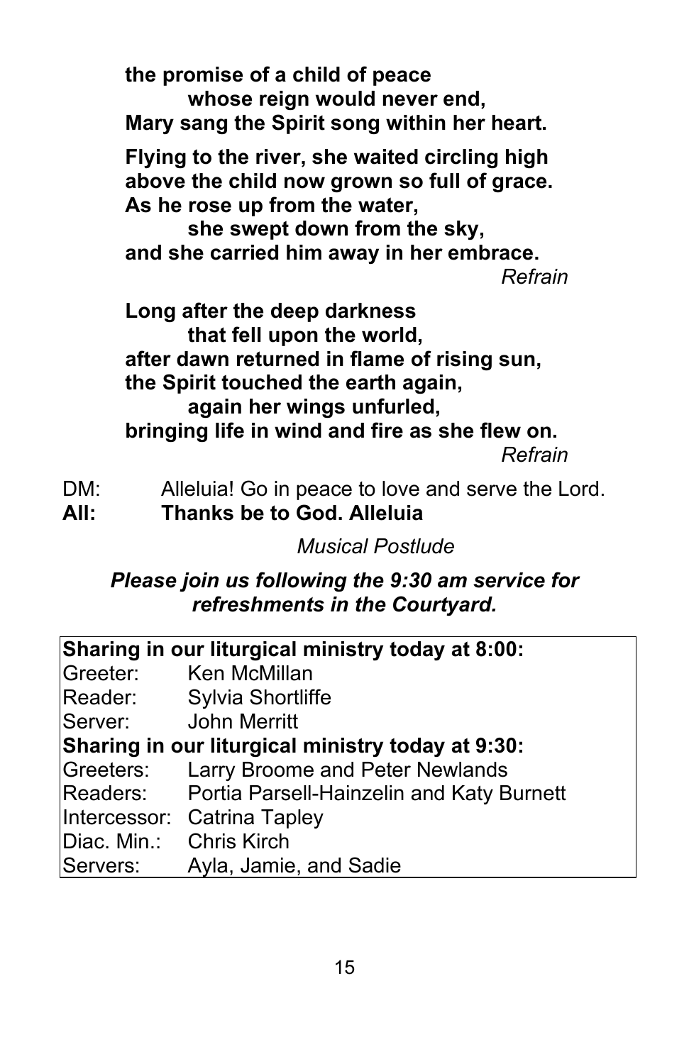**the promise of a child of peace**
**whose reign would never end,**
**Mary sang the Spirit song within her heart.**

**Flying to the river, she waited circling high**
**above the child now grown so full of grace.**
**As he rose up from the water,**
**she swept down from the sky,**
**and she carried him away in her embrace.**
*Refrain*

**Long after the deep darkness**
**that fell upon the world,**
**after dawn returned in flame of rising sun,**
**the Spirit touched the earth again,**
**again her wings unfurled,**
**bringing life in wind and fire as she flew on.**
*Refrain*

DM: Alleluia! Go in peace to love and serve the Lord.
**All: Thanks be to God. Alleluia**

*Musical Postlude*

***Please join us following the 9:30 am service for refreshments in the Courtyard.***

| **Sharing in our liturgical ministry today at 8:00:** | |
|---|---|
| Greeter: | Ken McMillan |
| Reader: | Sylvia Shortliffe |
| Server: | John Merritt |
| **Sharing in our liturgical ministry today at 9:30:** | |
| Greeters: | Larry Broome and Peter Newlands |
| Readers: | Portia Parsell-Hainzelin and Katy Burnett |
| Intercessor: | Catrina Tapley |
| Diac. Min.: | Chris Kirch |
| Servers: | Ayla, Jamie, and Sadie |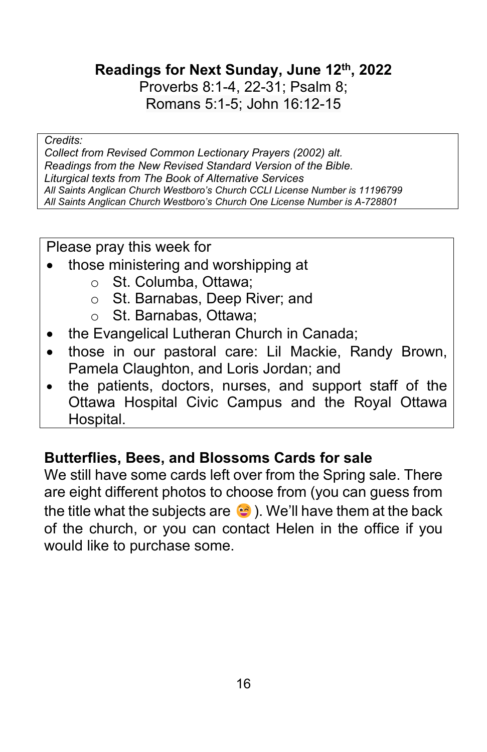**Readings for Next Sunday, June 12th, 2022**

Proverbs 8:1-4, 22-31; Psalm 8;
Romans 5:1-5; John 16:12-15

*Credits:*
*Collect from Revised Common Lectionary Prayers (2002) alt.*
*Readings from the New Revised Standard Version of the Bible.*
*Liturgical texts from The Book of Alternative Services*
*All Saints Anglican Church Westboro's Church CCLI License Number is 11196799*
*All Saints Anglican Church Westboro's Church One License Number is A-728801*

Please pray this week for

- those ministering and worshipping at
  - St. Columba, Ottawa;
  - St. Barnabas, Deep River; and
  - St. Barnabas, Ottawa;
- the Evangelical Lutheran Church in Canada;
- those in our pastoral care: Lil Mackie, Randy Brown, Pamela Claughton, and Loris Jordan; and
- the patients, doctors, nurses, and support staff of the Ottawa Hospital Civic Campus and the Royal Ottawa Hospital.

**Butterflies, Bees, and Blossoms Cards for sale**

We still have some cards left over from the Spring sale. There are eight different photos to choose from (you can guess from the title what the subjects are 😜). We'll have them at the back of the church, or you can contact Helen in the office if you would like to purchase some.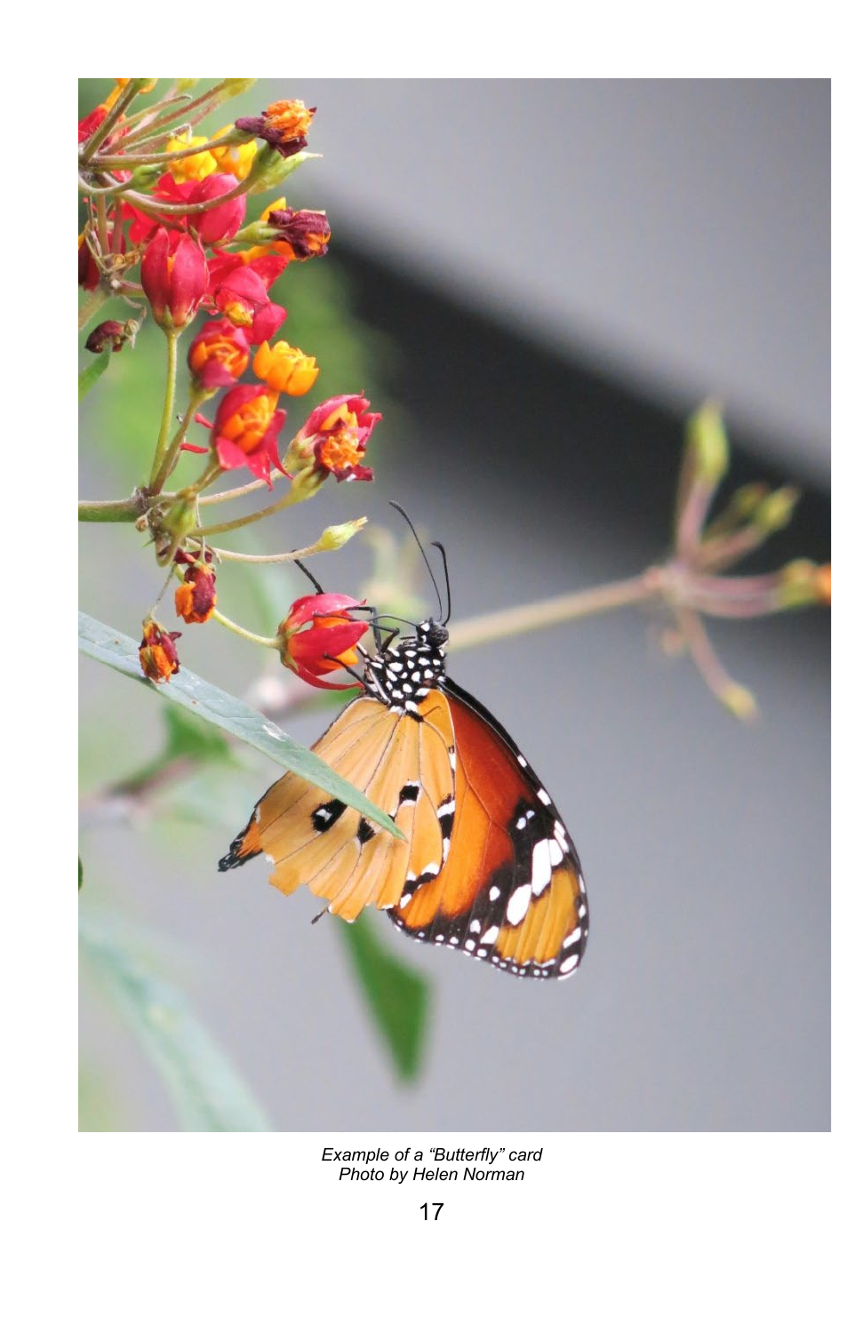*Example of a “Butterfly” card*
*Photo by Helen Norman*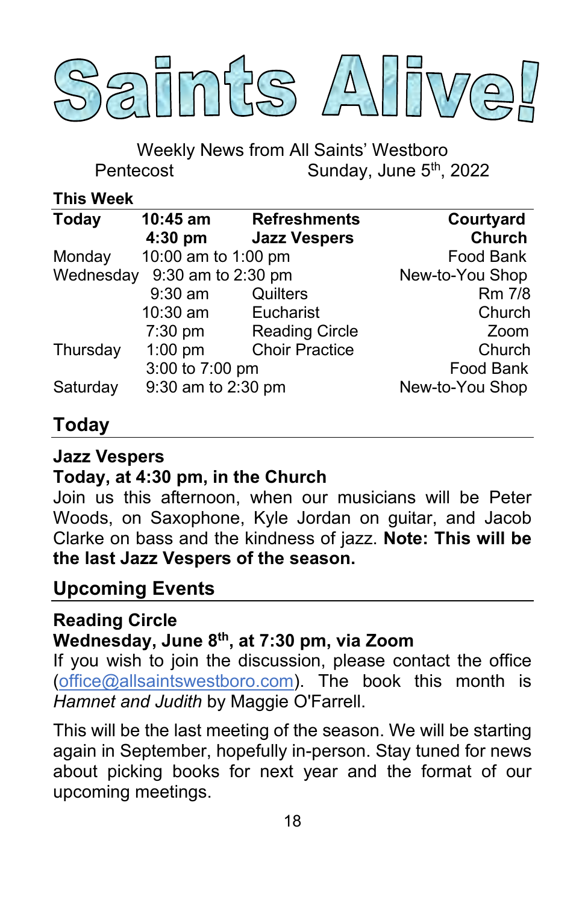# Saints Alive!

Weekly News from All Saints' Westboro

Pentecost — Sunday, June 5th, 2022

**This Week**

| | | | |
|---|---|---|---|
| **Today** | **10:45 am** | **Refreshments** | **Courtyard** |
| | **4:30 pm** | **Jazz Vespers** | **Church** |
| Monday | 10:00 am to 1:00 pm | | Food Bank |
| Wednesday | 9:30 am to 2:30 pm | | New-to-You Shop |
| | 9:30 am | Quilters | Rm 7/8 |
| | 10:30 am | Eucharist | Church |
| | 7:30 pm | Reading Circle | Zoom |
| Thursday | 1:00 pm | Choir Practice | Church |
| | 3:00 to 7:00 pm | | Food Bank |
| Saturday | 9:30 am to 2:30 pm | | New-to-You Shop |

## Today

**Jazz Vespers**

**Today, at 4:30 pm, in the Church**

Join us this afternoon, when our musicians will be Peter Woods, on Saxophone, Kyle Jordan on guitar, and Jacob Clarke on bass and the kindness of jazz. **Note: This will be the last Jazz Vespers of the season.**

## Upcoming Events

**Reading Circle**

**Wednesday, June 8th, at 7:30 pm, via Zoom**

If you wish to join the discussion, please contact the office (office@allsaintswestboro.com). The book this month is *Hamnet and Judith* by Maggie O'Farrell.

This will be the last meeting of the season. We will be starting again in September, hopefully in-person. Stay tuned for news about picking books for next year and the format of our upcoming meetings.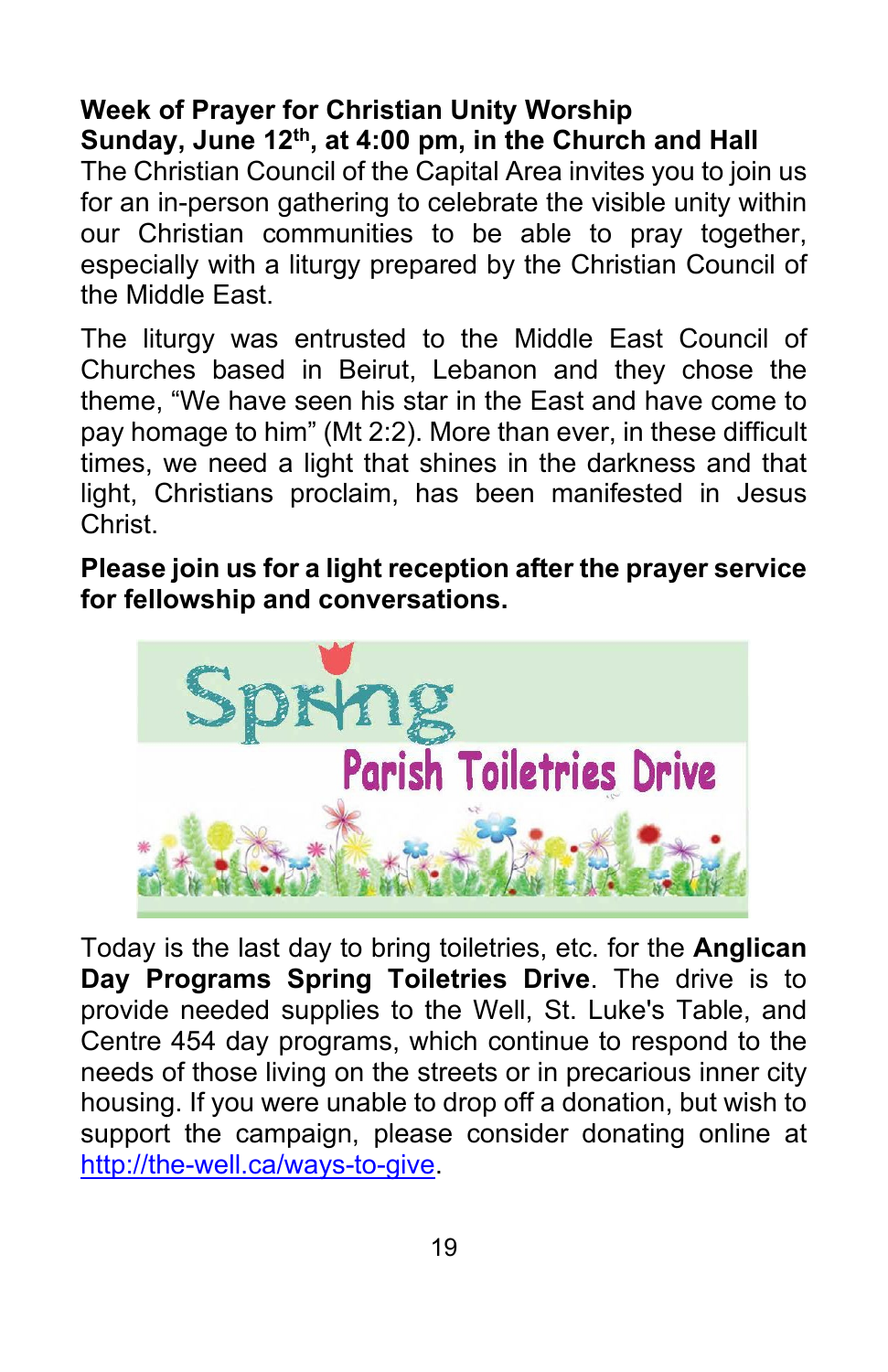**Week of Prayer for Christian Unity Worship**
**Sunday, June 12th, at 4:00 pm, in the Church and Hall**

The Christian Council of the Capital Area invites you to join us for an in-person gathering to celebrate the visible unity within our Christian communities to be able to pray together, especially with a liturgy prepared by the Christian Council of the Middle East.

The liturgy was entrusted to the Middle East Council of Churches based in Beirut, Lebanon and they chose the theme, "We have seen his star in the East and have come to pay homage to him" (Mt 2:2). More than ever, in these difficult times, we need a light that shines in the darkness and that light, Christians proclaim, has been manifested in Jesus Christ.

**Please join us for a light reception after the prayer service for fellowship and conversations.**

Spring
Parish Toiletries Drive

Today is the last day to bring toiletries, etc. for the **Anglican Day Programs Spring Toiletries Drive**. The drive is to provide needed supplies to the Well, St. Luke's Table, and Centre 454 day programs, which continue to respond to the needs of those living on the streets or in precarious inner city housing. If you were unable to drop off a donation, but wish to support the campaign, please consider donating online at http://the-well.ca/ways-to-give.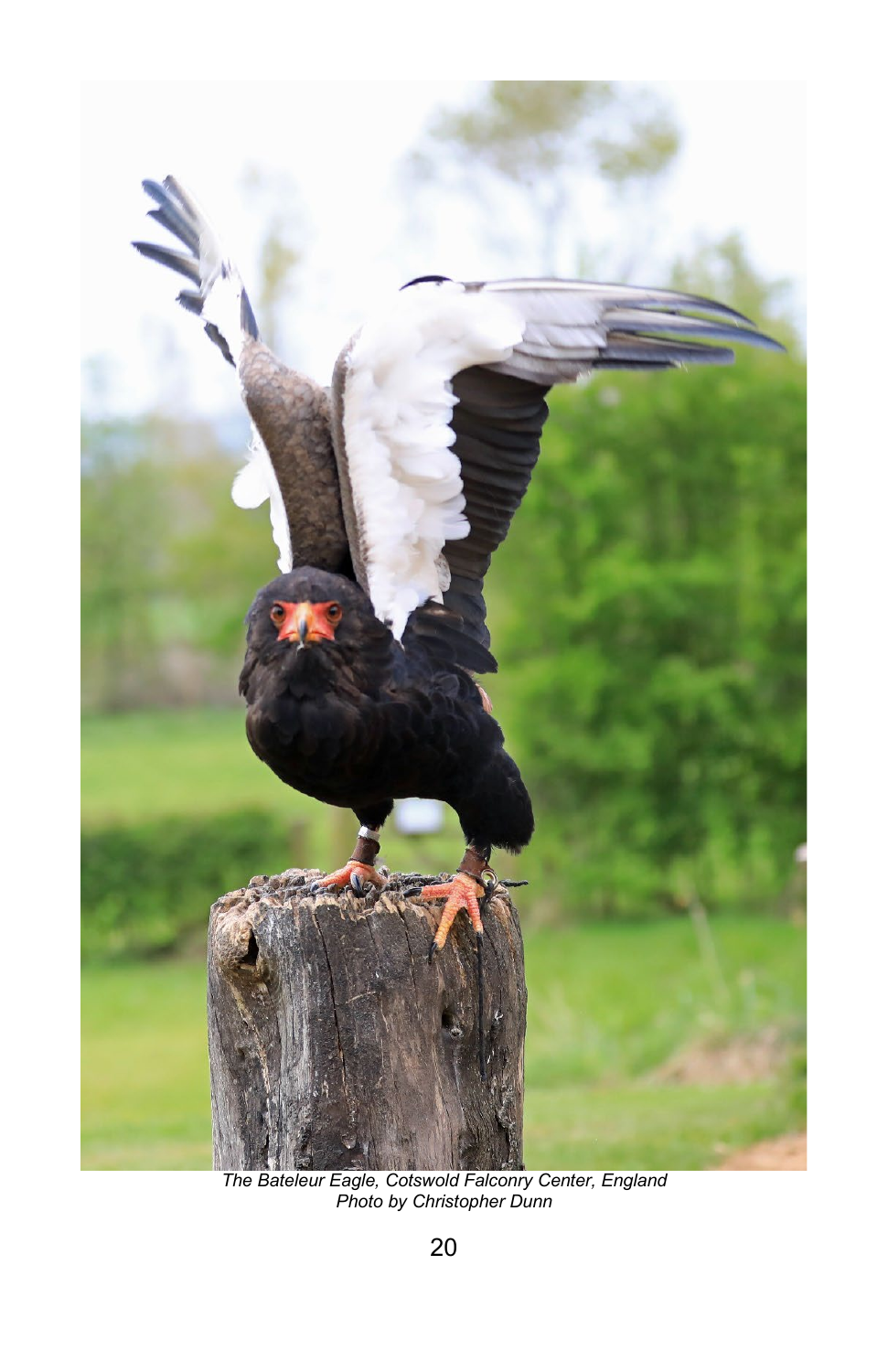*The Bateleur Eagle, Cotswold Falconry Center, England*
*Photo by Christopher Dunn*